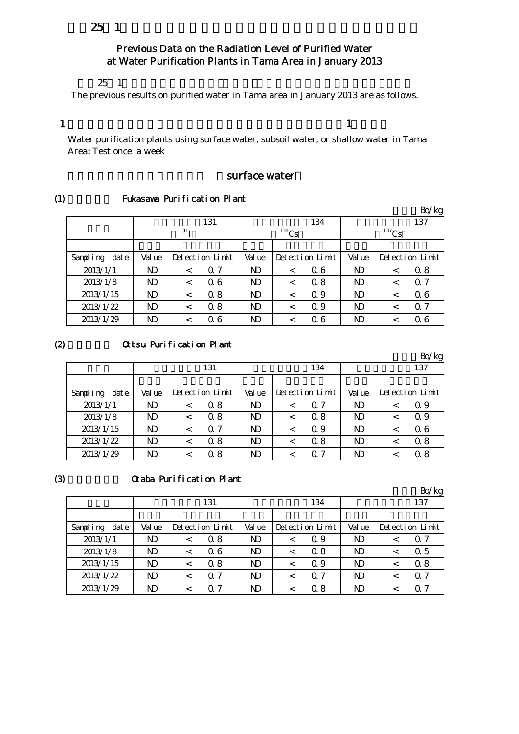# 25 1

## Previous Data on the Radiation Level of Purified Water at Water Purification Plants in Tama Area in January 2013

25 1

The previous results on purified water in Tama area in January 2013 are as follows.

1 1

Water purification plants using surface water, subsoil water, or shallow water in Tama Area: Test once a week

surface water

(1) Fukasawa Purification Plant

Bq/kg

| | 131 ($^{131}$I) | | | 134 ($^{134}$Cs) | | | 137 ($^{137}$Cs) | | |
|---|---|---|---|---|---|---|---|---|---|
| Sampling date | Value | Detection Limit | | Value | Detection Limit | | Value | Detection Limit | |
| 2013/1/1 | ND | < | 0.7 | ND | < | 0.6 | ND | < | 0.8 |
| 2013/1/8 | ND | < | 0.6 | ND | < | 0.8 | ND | < | 0.7 |
| 2013/1/15 | ND | < | 0.8 | ND | < | 0.9 | ND | < | 0.6 |
| 2013/1/22 | ND | < | 0.8 | ND | < | 0.9 | ND | < | 0.7 |
| 2013/1/29 | ND | < | 0.6 | ND | < | 0.6 | ND | < | 0.6 |

(2) Ottsu Purification Plant

Bq/kg

| | 131 | | | 134 | | | 137 | | |
|---|---|---|---|---|---|---|---|---|---|
| Sampling date | Value | Detection Limit | | Value | Detection Limit | | Value | Detection Limit | |
| 2013/1/1 | ND | < | 0.8 | ND | < | 0.7 | ND | < | 0.9 |
| 2013/1/8 | ND | < | 0.8 | ND | < | 0.8 | ND | < | 0.9 |
| 2013/1/15 | ND | < | 0.7 | ND | < | 0.9 | ND | < | 0.6 |
| 2013/1/22 | ND | < | 0.8 | ND | < | 0.8 | ND | < | 0.8 |
| 2013/1/29 | ND | < | 0.8 | ND | < | 0.7 | ND | < | 0.8 |

(3) Otaba Purification Plant

Bq/kg

| | 131 | | | 134 | | | 137 | | |
|---|---|---|---|---|---|---|---|---|---|
| Sampling date | Value | Detection Limit | | Value | Detection Limit | | Value | Detection Limit | |
| 2013/1/1 | ND | < | 0.8 | ND | < | 0.9 | ND | < | 0.7 |
| 2013/1/8 | ND | < | 0.6 | ND | < | 0.8 | ND | < | 0.5 |
| 2013/1/15 | ND | < | 0.8 | ND | < | 0.9 | ND | < | 0.8 |
| 2013/1/22 | ND | < | 0.7 | ND | < | 0.7 | ND | < | 0.7 |
| 2013/1/29 | ND | < | 0.7 | ND | < | 0.8 | ND | < | 0.7 |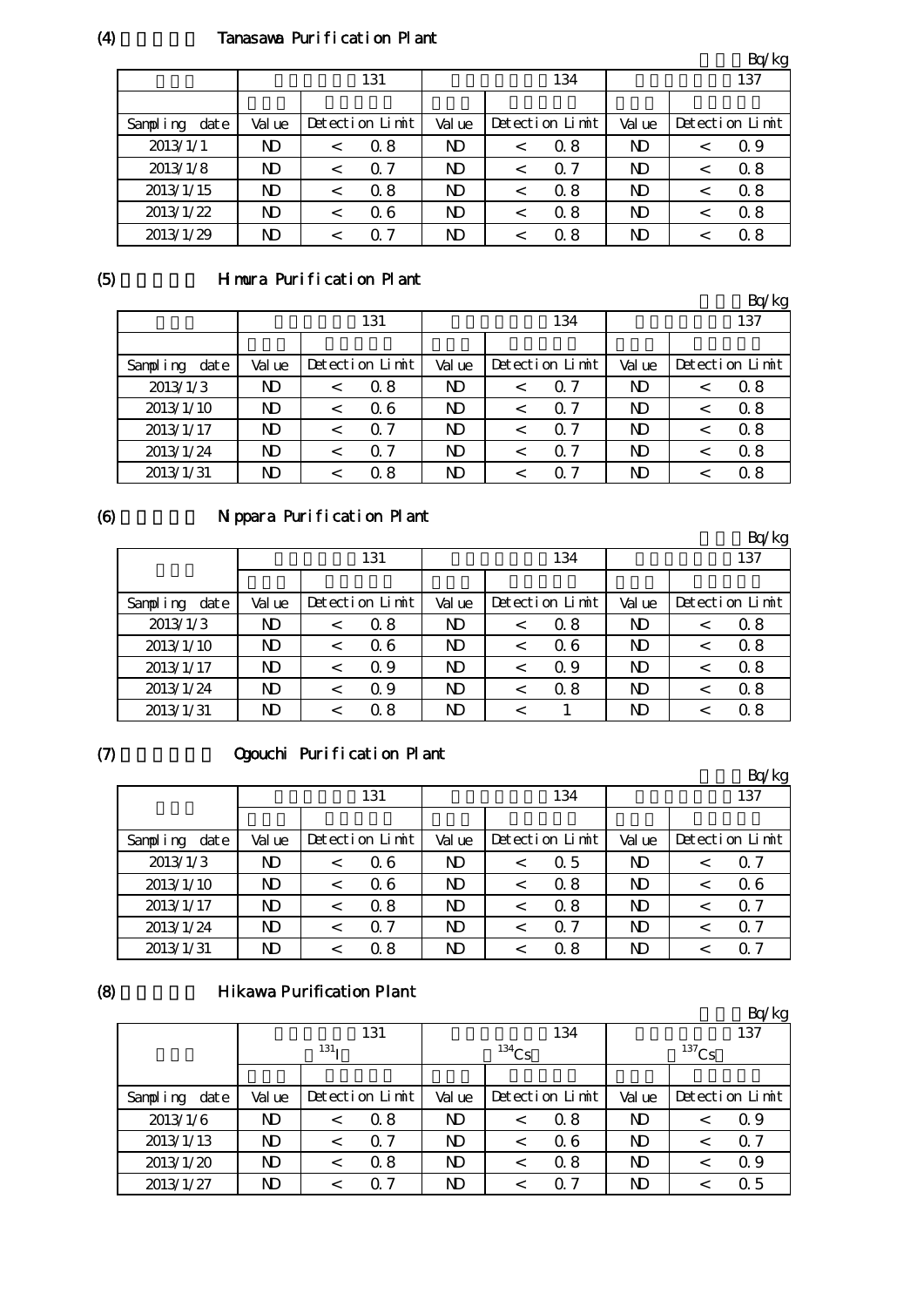(4) Tanasawa Purification Plant

Bq/kg

| | 131 | | 134 | | 137 | |
|---|---|---|---|---|---|---|
| | | | | | | |
| Sampling date | Value | Detection Limit | Value | Detection Limit | Value | Detection Limit |
| 2013/1/1 | ND | < 0.8 | ND | < 0.8 | ND | < 0.9 |
| 2013/1/8 | ND | < 0.7 | ND | < 0.7 | ND | < 0.8 |
| 2013/1/15 | ND | < 0.8 | ND | < 0.8 | ND | < 0.8 |
| 2013/1/22 | ND | < 0.6 | ND | < 0.8 | ND | < 0.8 |
| 2013/1/29 | ND | < 0.7 | ND | < 0.8 | ND | < 0.8 |

(5) Himura Purification Plant

Bq/kg

| | 131 | | 134 | | 137 | |
|---|---|---|---|---|---|---|
| | | | | | | |
| Sampling date | Value | Detection Limit | Value | Detection Limit | Value | Detection Limit |
| 2013/1/3 | ND | < 0.8 | ND | < 0.7 | ND | < 0.8 |
| 2013/1/10 | ND | < 0.6 | ND | < 0.7 | ND | < 0.8 |
| 2013/1/17 | ND | < 0.7 | ND | < 0.7 | ND | < 0.8 |
| 2013/1/24 | ND | < 0.7 | ND | < 0.7 | ND | < 0.8 |
| 2013/1/31 | ND | < 0.8 | ND | < 0.7 | ND | < 0.8 |

(6) Nippara Purification Plant

Bq/kg

| | 131 | | 134 | | 137 | |
|---|---|---|---|---|---|---|
| | | | | | | |
| Sampling date | Value | Detection Limit | Value | Detection Limit | Value | Detection Limit |
| 2013/1/3 | ND | < 0.8 | ND | < 0.8 | ND | < 0.8 |
| 2013/1/10 | ND | < 0.6 | ND | < 0.6 | ND | < 0.8 |
| 2013/1/17 | ND | < 0.9 | ND | < 0.9 | ND | < 0.8 |
| 2013/1/24 | ND | < 0.9 | ND | < 0.8 | ND | < 0.8 |
| 2013/1/31 | ND | < 0.8 | ND | < 1 | ND | < 0.8 |

(7) Ogouchi Purification Plant

Bq/kg

| | 131 | | 134 | | 137 | |
|---|---|---|---|---|---|---|
| | | | | | | |
| Sampling date | Value | Detection Limit | Value | Detection Limit | Value | Detection Limit |
| 2013/1/3 | ND | < 0.6 | ND | < 0.5 | ND | < 0.7 |
| 2013/1/10 | ND | < 0.6 | ND | < 0.8 | ND | < 0.6 |
| 2013/1/17 | ND | < 0.8 | ND | < 0.8 | ND | < 0.7 |
| 2013/1/24 | ND | < 0.7 | ND | < 0.7 | ND | < 0.7 |
| 2013/1/31 | ND | < 0.8 | ND | < 0.8 | ND | < 0.7 |

(8) Hikawa Purification Plant

Bq/kg

| | 131 $^{131}I$ | | 134 $^{134}Cs$ | | 137 $^{137}Cs$ | |
|---|---|---|---|---|---|---|
| | | | | | | |
| Sampling date | Value | Detection Limit | Value | Detection Limit | Value | Detection Limit |
| 2013/1/6 | ND | < 0.8 | ND | < 0.8 | ND | < 0.9 |
| 2013/1/13 | ND | < 0.7 | ND | < 0.6 | ND | < 0.7 |
| 2013/1/20 | ND | < 0.8 | ND | < 0.8 | ND | < 0.9 |
| 2013/1/27 | ND | < 0.7 | ND | < 0.7 | ND | < 0.5 |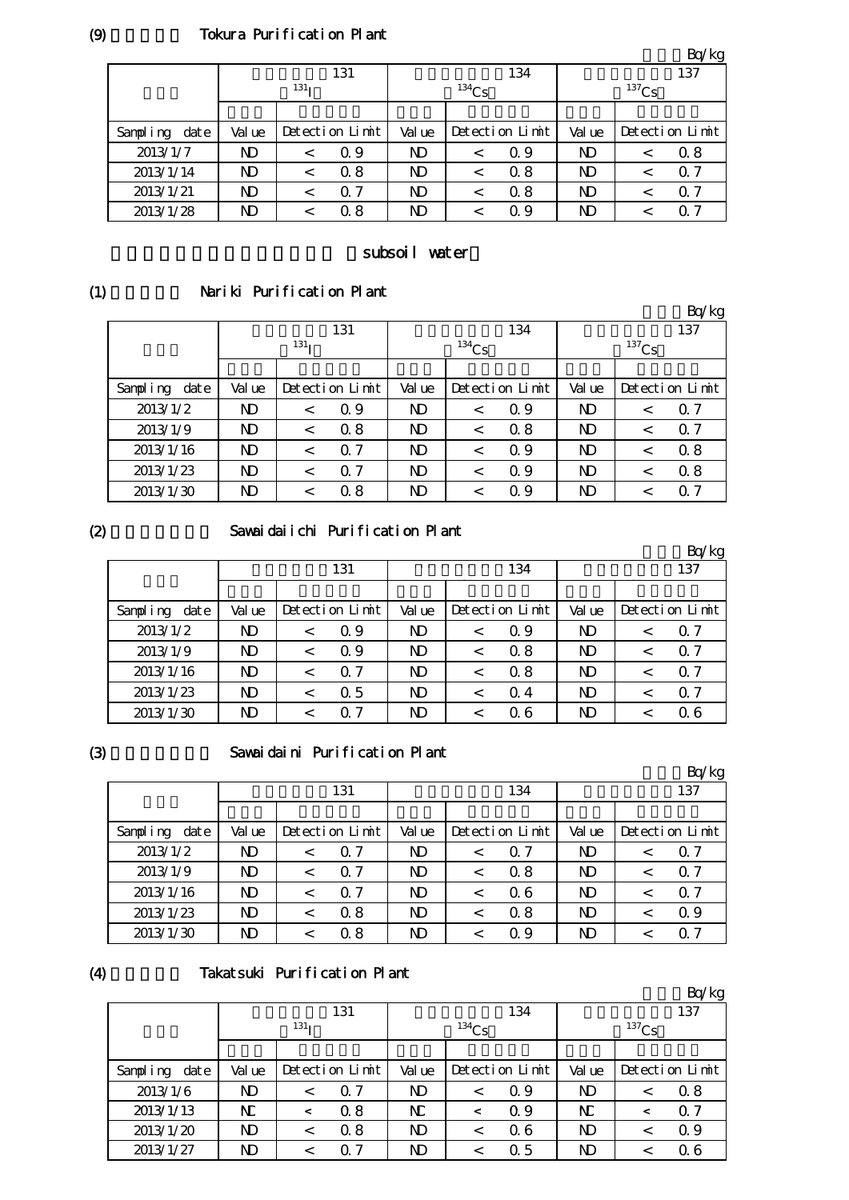(9) Tokura Purification Plant

Bq/kg

| | 131 $^{131}$I | | 134 $^{134}$Cs | | 137 $^{137}$Cs | |
|---|---|---|---|---|---|---|
| Sampling date | Value | Detection Limit | Value | Detection Limit | Value | Detection Limit |
| 2013/1/7 | ND | < 0.9 | ND | < 0.9 | ND | < 0.8 |
| 2013/1/14 | ND | < 0.8 | ND | < 0.8 | ND | < 0.7 |
| 2013/1/21 | ND | < 0.7 | ND | < 0.8 | ND | < 0.7 |
| 2013/1/28 | ND | < 0.8 | ND | < 0.9 | ND | < 0.7 |

subsoil water

(1) Nariki Purification Plant

Bq/kg

| | 131 $^{131}$I | | 134 $^{134}$Cs | | 137 $^{137}$Cs | |
|---|---|---|---|---|---|---|
| Sampling date | Value | Detection Limit | Value | Detection Limit | Value | Detection Limit |
| 2013/1/2 | ND | < 0.9 | ND | < 0.9 | ND | < 0.7 |
| 2013/1/9 | ND | < 0.8 | ND | < 0.8 | ND | < 0.7 |
| 2013/1/16 | ND | < 0.7 | ND | < 0.9 | ND | < 0.8 |
| 2013/1/23 | ND | < 0.7 | ND | < 0.9 | ND | < 0.8 |
| 2013/1/30 | ND | < 0.8 | ND | < 0.9 | ND | < 0.7 |

(2) Sawaidaiichi Purification Plant

Bq/kg

| | 131 | | 134 | | 137 | |
|---|---|---|---|---|---|---|
| Sampling date | Value | Detection Limit | Value | Detection Limit | Value | Detection Limit |
| 2013/1/2 | ND | < 0.9 | ND | < 0.9 | ND | < 0.7 |
| 2013/1/9 | ND | < 0.9 | ND | < 0.8 | ND | < 0.7 |
| 2013/1/16 | ND | < 0.7 | ND | < 0.8 | ND | < 0.7 |
| 2013/1/23 | ND | < 0.5 | ND | < 0.4 | ND | < 0.7 |
| 2013/1/30 | ND | < 0.7 | ND | < 0.6 | ND | < 0.6 |

(3) Sawaidaini Purification Plant

Bq/kg

| | 131 | | 134 | | 137 | |
|---|---|---|---|---|---|---|
| Sampling date | Value | Detection Limit | Value | Detection Limit | Value | Detection Limit |
| 2013/1/2 | ND | < 0.7 | ND | < 0.7 | ND | < 0.7 |
| 2013/1/9 | ND | < 0.7 | ND | < 0.8 | ND | < 0.7 |
| 2013/1/16 | ND | < 0.7 | ND | < 0.6 | ND | < 0.7 |
| 2013/1/23 | ND | < 0.8 | ND | < 0.8 | ND | < 0.9 |
| 2013/1/30 | ND | < 0.8 | ND | < 0.9 | ND | < 0.7 |

(4) Takatsuki Purification Plant

Bq/kg

| | 131 $^{131}$I | | 134 $^{134}$Cs | | 137 $^{137}$Cs | |
|---|---|---|---|---|---|---|
| Sampling date | Value | Detection Limit | Value | Detection Limit | Value | Detection Limit |
| 2013/1/6 | ND | < 0.7 | ND | < 0.9 | ND | < 0.8 |
| 2013/1/13 | ND | < 0.8 | ND | < 0.9 | ND | < 0.7 |
| 2013/1/20 | ND | < 0.8 | ND | < 0.6 | ND | < 0.9 |
| 2013/1/27 | ND | < 0.7 | ND | < 0.5 | ND | < 0.6 |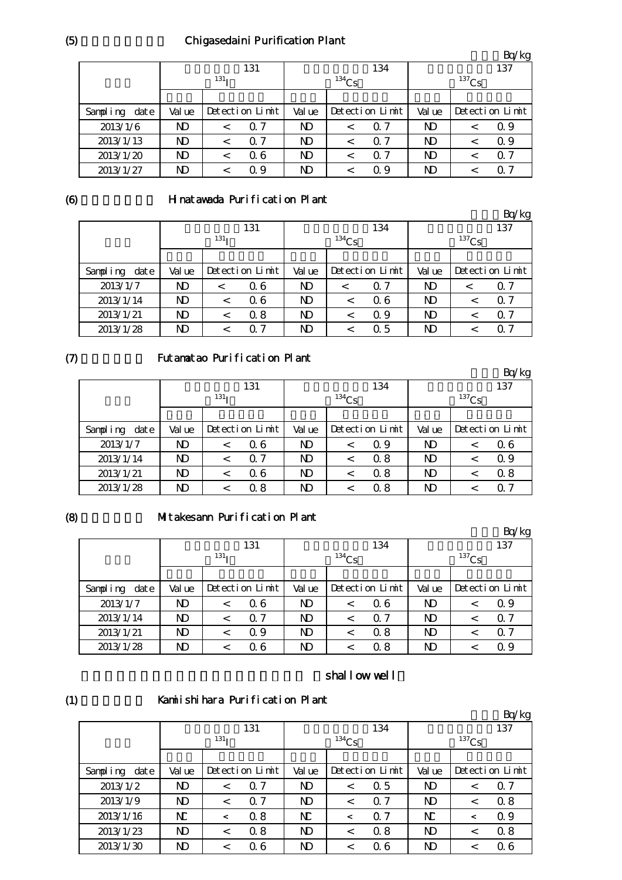(5) Chigasedaini Purification Plant

Bq/kg

| | 131 $^{131}$I | | 134 $^{134}$Cs | | 137 $^{137}$Cs | |
|---|---|---|---|---|---|---|
| Sampling date | Value | Detection Limit | Value | Detection Limit | Value | Detection Limit |
| 2013/1/6 | ND | < 0.7 | ND | < 0.7 | ND | < 0.9 |
| 2013/1/13 | ND | < 0.7 | ND | < 0.7 | ND | < 0.9 |
| 2013/1/20 | ND | < 0.6 | ND | < 0.7 | ND | < 0.7 |
| 2013/1/27 | ND | < 0.9 | ND | < 0.9 | ND | < 0.7 |

(6) Hinatawada Purification Plant

Bq/kg

| | 131 $^{131}$I | | 134 $^{134}$Cs | | 137 $^{137}$Cs | |
|---|---|---|---|---|---|---|
| Sampling date | Value | Detection Limit | Value | Detection Limit | Value | Detection Limit |
| 2013/1/7 | ND | < 0.6 | ND | < 0.7 | ND | < 0.7 |
| 2013/1/14 | ND | < 0.6 | ND | < 0.6 | ND | < 0.7 |
| 2013/1/21 | ND | < 0.8 | ND | < 0.9 | ND | < 0.7 |
| 2013/1/28 | ND | < 0.7 | ND | < 0.5 | ND | < 0.7 |

(7) Futamatao Purification Plant

Bq/kg

| | 131 $^{131}$I | | 134 $^{134}$Cs | | 137 $^{137}$Cs | |
|---|---|---|---|---|---|---|
| Sampling date | Value | Detection Limit | Value | Detection Limit | Value | Detection Limit |
| 2013/1/7 | ND | < 0.6 | ND | < 0.9 | ND | < 0.6 |
| 2013/1/14 | ND | < 0.7 | ND | < 0.8 | ND | < 0.9 |
| 2013/1/21 | ND | < 0.6 | ND | < 0.8 | ND | < 0.8 |
| 2013/1/28 | ND | < 0.8 | ND | < 0.8 | ND | < 0.7 |

(8) Mitakesann Purification Plant

Bq/kg

| | 131 $^{131}$I | | 134 $^{134}$Cs | | 137 $^{137}$Cs | |
|---|---|---|---|---|---|---|
| Sampling date | Value | Detection Limit | Value | Detection Limit | Value | Detection Limit |
| 2013/1/7 | ND | < 0.6 | ND | < 0.6 | ND | < 0.9 |
| 2013/1/14 | ND | < 0.7 | ND | < 0.7 | ND | < 0.7 |
| 2013/1/21 | ND | < 0.9 | ND | < 0.8 | ND | < 0.7 |
| 2013/1/28 | ND | < 0.6 | ND | < 0.8 | ND | < 0.9 |

shallow well

(1) Kamishihara Purification Plant

Bq/kg

| | 131 $^{131}$I | | 134 $^{134}$Cs | | 137 $^{137}$Cs | |
|---|---|---|---|---|---|---|
| Sampling date | Value | Detection Limit | Value | Detection Limit | Value | Detection Limit |
| 2013/1/2 | ND | < 0.7 | ND | < 0.5 | ND | < 0.7 |
| 2013/1/9 | ND | < 0.7 | ND | < 0.7 | ND | < 0.8 |
| 2013/1/16 | ND | < 0.8 | ND | < 0.7 | ND | < 0.9 |
| 2013/1/23 | ND | < 0.8 | ND | < 0.8 | ND | < 0.8 |
| 2013/1/30 | ND | < 0.6 | ND | < 0.6 | ND | < 0.6 |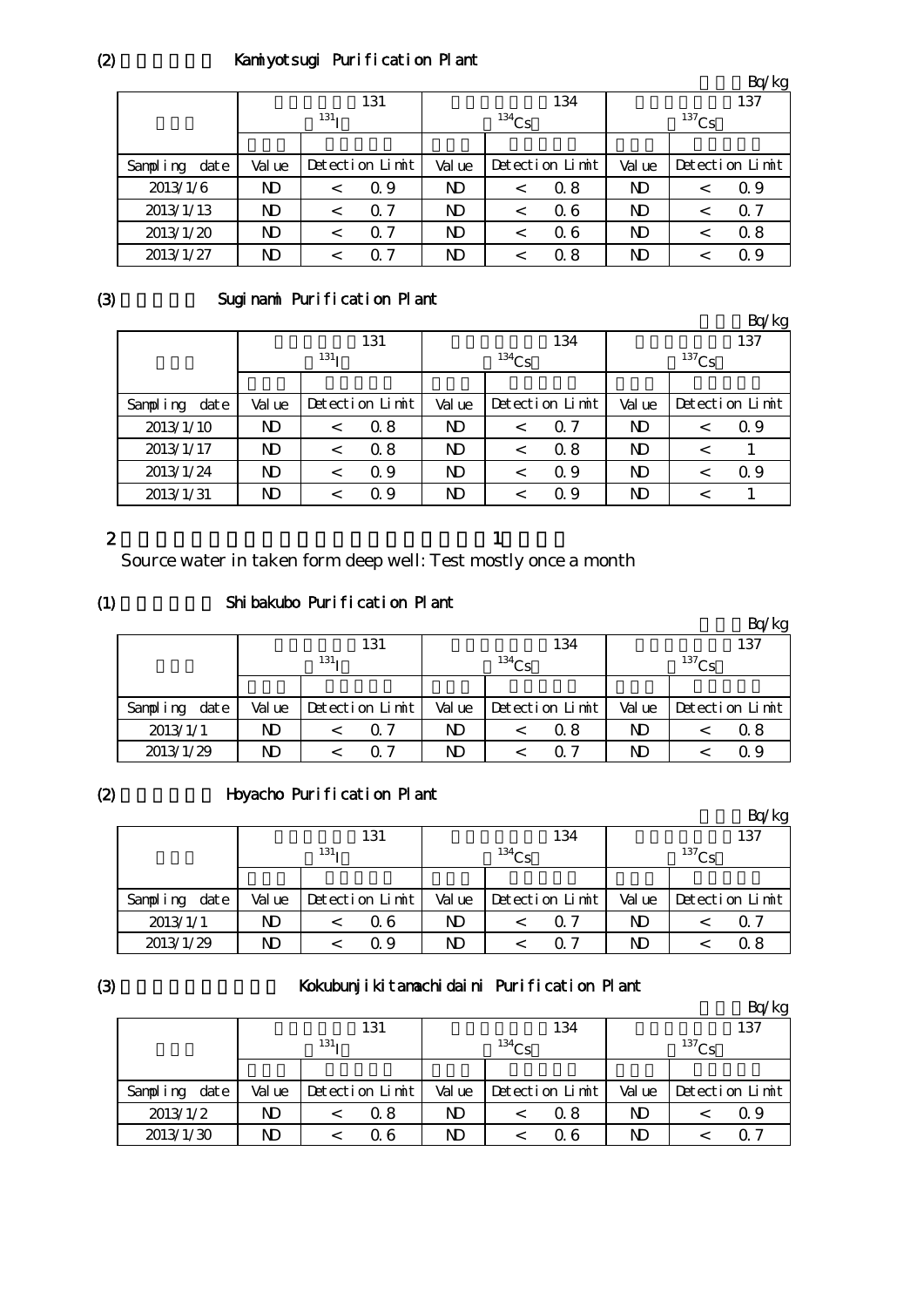## (2) Kamiyotsugi Purification Plant

Bq/kg

| | 131 $^{131}I$ | | 134 $^{134}Cs$ | | 137 $^{137}Cs$ | |
|---|---|---|---|---|---|---|
| Sampling date | Value | Detection Limit | Value | Detection Limit | Value | Detection Limit |
| 2013/1/6 | ND | < 0.9 | ND | < 0.8 | ND | < 0.9 |
| 2013/1/13 | ND | < 0.7 | ND | < 0.6 | ND | < 0.7 |
| 2013/1/20 | ND | < 0.7 | ND | < 0.6 | ND | < 0.8 |
| 2013/1/27 | ND | < 0.7 | ND | < 0.8 | ND | < 0.9 |

## (3) Suginami Purification Plant

Bq/kg

| | 131 $^{131}I$ | | 134 $^{134}Cs$ | | 137 $^{137}Cs$ | |
|---|---|---|---|---|---|---|
| Sampling date | Value | Detection Limit | Value | Detection Limit | Value | Detection Limit |
| 2013/1/10 | ND | < 0.8 | ND | < 0.7 | ND | < 0.9 |
| 2013/1/17 | ND | < 0.8 | ND | < 0.8 | ND | < 1 |
| 2013/1/24 | ND | < 0.9 | ND | < 0.9 | ND | < 0.9 |
| 2013/1/31 | ND | < 0.9 | ND | < 0.9 | ND | < 1 |

# 2 1

Source water in taken form deep well: Test mostly once a month

## (1) Shibakubo Purification Plant

Bq/kg

| | 131 $^{131}I$ | | 134 $^{134}Cs$ | | 137 $^{137}Cs$ | |
|---|---|---|---|---|---|---|
| Sampling date | Value | Detection Limit | Value | Detection Limit | Value | Detection Limit |
| 2013/1/1 | ND | < 0.7 | ND | < 0.8 | ND | < 0.8 |
| 2013/1/29 | ND | < 0.7 | ND | < 0.7 | ND | < 0.9 |

## (2) Hoyacho Purification Plant

Bq/kg

| | 131 $^{131}I$ | | 134 $^{134}Cs$ | | 137 $^{137}Cs$ | |
|---|---|---|---|---|---|---|
| Sampling date | Value | Detection Limit | Value | Detection Limit | Value | Detection Limit |
| 2013/1/1 | ND | < 0.6 | ND | < 0.7 | ND | < 0.7 |
| 2013/1/29 | ND | < 0.9 | ND | < 0.7 | ND | < 0.8 |

## (3) Kokubunjikitamachidaini Purification Plant

Bq/kg

| | 131 $^{131}I$ | | 134 $^{134}Cs$ | | 137 $^{137}Cs$ | |
|---|---|---|---|---|---|---|
| Sampling date | Value | Detection Limit | Value | Detection Limit | Value | Detection Limit |
| 2013/1/2 | ND | < 0.8 | ND | < 0.8 | ND | < 0.9 |
| 2013/1/30 | ND | < 0.6 | ND | < 0.6 | ND | < 0.7 |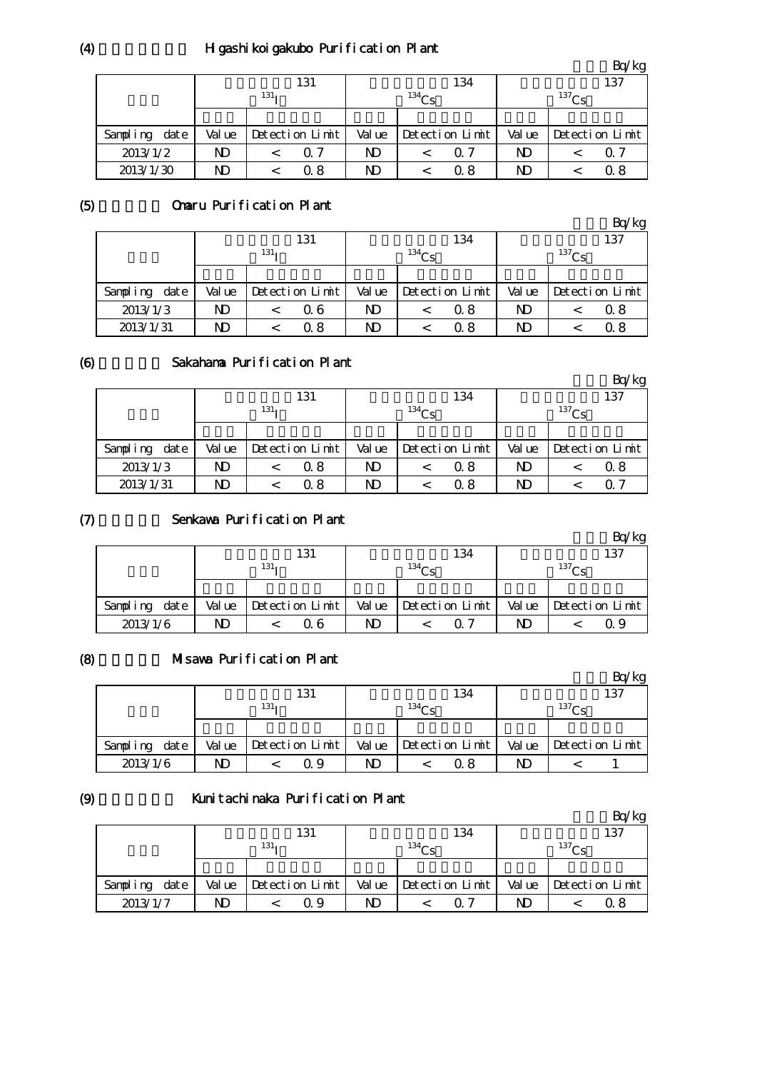(4) Higashikoigakubo Purification Plant

Bq/kg

| | 131 $^{131}I$ | | 134 $^{134}Cs$ | | 137 $^{137}Cs$ | |
|---|---|---|---|---|---|---|
| Sampling date | Value | Detection Limit | Value | Detection Limit | Value | Detection Limit |
| 2013/1/2 | ND | < 0.7 | ND | < 0.7 | ND | < 0.7 |
| 2013/1/30 | ND | < 0.8 | ND | < 0.8 | ND | < 0.8 |

(5) Omaru Purification Plant

Bq/kg

| | 131 $^{131}I$ | | 134 $^{134}Cs$ | | 137 $^{137}Cs$ | |
|---|---|---|---|---|---|---|
| Sampling date | Value | Detection Limit | Value | Detection Limit | Value | Detection Limit |
| 2013/1/3 | ND | < 0.6 | ND | < 0.8 | ND | < 0.8 |
| 2013/1/31 | ND | < 0.8 | ND | < 0.8 | ND | < 0.8 |

(6) Sakahama Purification Plant

Bq/kg

| | 131 $^{131}I$ | | 134 $^{134}Cs$ | | 137 $^{137}Cs$ | |
|---|---|---|---|---|---|---|
| Sampling date | Value | Detection Limit | Value | Detection Limit | Value | Detection Limit |
| 2013/1/3 | ND | < 0.8 | ND | < 0.8 | ND | < 0.8 |
| 2013/1/31 | ND | < 0.8 | ND | < 0.8 | ND | < 0.7 |

(7) Senkawa Purification Plant

Bq/kg

| | 131 $^{131}I$ | | 134 $^{134}Cs$ | | 137 $^{137}Cs$ | |
|---|---|---|---|---|---|---|
| Sampling date | Value | Detection Limit | Value | Detection Limit | Value | Detection Limit |
| 2013/1/6 | ND | < 0.6 | ND | < 0.7 | ND | < 0.9 |

(8) Misawa Purification Plant

Bq/kg

| | 131 $^{131}I$ | | 134 $^{134}Cs$ | | 137 $^{137}Cs$ | |
|---|---|---|---|---|---|---|
| Sampling date | Value | Detection Limit | Value | Detection Limit | Value | Detection Limit |
| 2013/1/6 | ND | < 0.9 | ND | < 0.8 | ND | < 1 |

(9) Kunitachinaka Purification Plant

Bq/kg

| | 131 $^{131}I$ | | 134 $^{134}Cs$ | | 137 $^{137}Cs$ | |
|---|---|---|---|---|---|---|
| Sampling date | Value | Detection Limit | Value | Detection Limit | Value | Detection Limit |
| 2013/1/7 | ND | < 0.9 | ND | < 0.7 | ND | < 0.8 |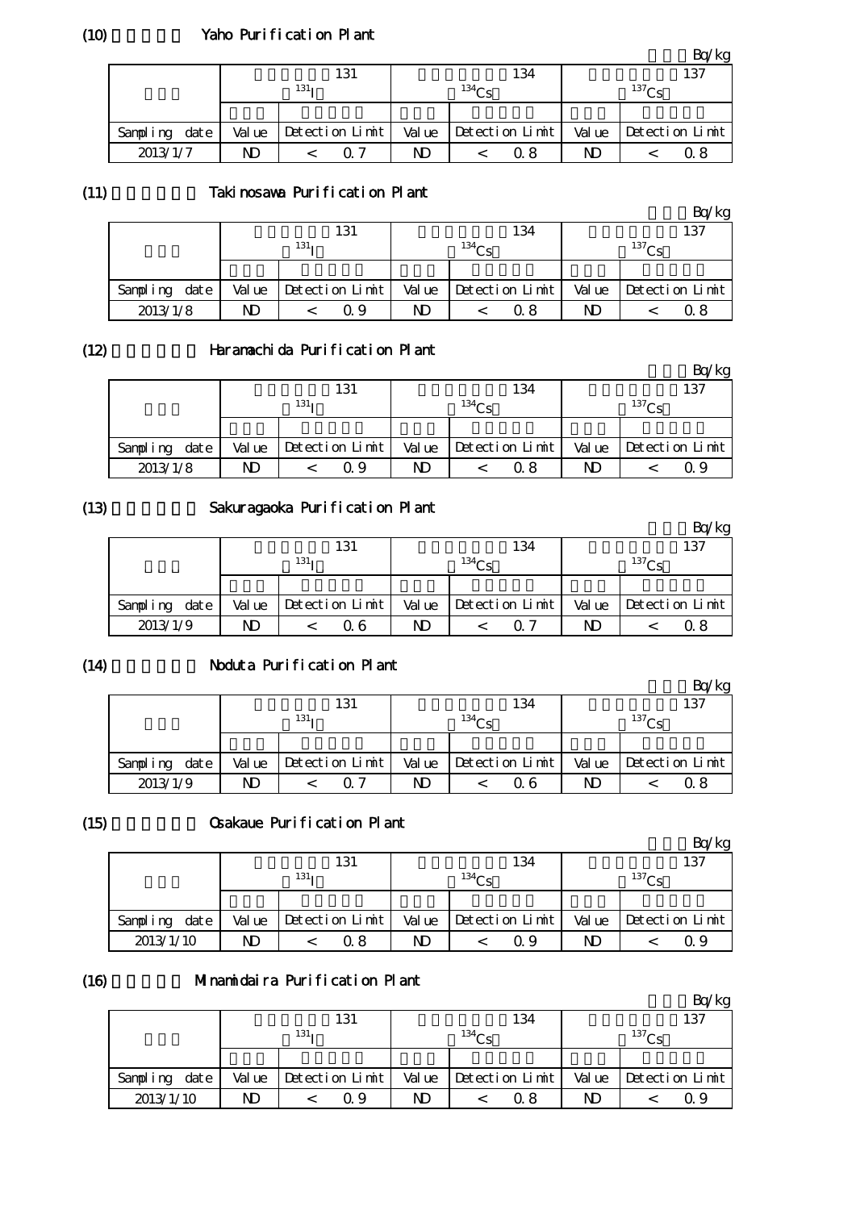## (10) Yaho Purification Plant

Bq/kg

| | 131 $^{131}I$ | | 134 $^{134}Cs$ | | 137 $^{137}Cs$ | |
|---|---|---|---|---|---|---|
| Sampling date | Value | Detection Limit | Value | Detection Limit | Value | Detection Limit |
| 2013/1/7 | ND | < 0.7 | ND | < 0.8 | ND | < 0.8 |

## (11) Takinosawa Purification Plant

Bq/kg

| | 131 $^{131}I$ | | 134 $^{134}Cs$ | | 137 $^{137}Cs$ | |
|---|---|---|---|---|---|---|
| Sampling date | Value | Detection Limit | Value | Detection Limit | Value | Detection Limit |
| 2013/1/8 | ND | < 0.9 | ND | < 0.8 | ND | < 0.8 |

## (12) Haramachida Purification Plant

Bq/kg

| | 131 $^{131}I$ | | 134 $^{134}Cs$ | | 137 $^{137}Cs$ | |
|---|---|---|---|---|---|---|
| Sampling date | Value | Detection Limit | Value | Detection Limit | Value | Detection Limit |
| 2013/1/8 | ND | < 0.9 | ND | < 0.8 | ND | < 0.9 |

## (13) Sakuragaoka Purification Plant

Bq/kg

| | 131 $^{131}I$ | | 134 $^{134}Cs$ | | 137 $^{137}Cs$ | |
|---|---|---|---|---|---|---|
| Sampling date | Value | Detection Limit | Value | Detection Limit | Value | Detection Limit |
| 2013/1/9 | ND | < 0.6 | ND | < 0.7 | ND | < 0.8 |

## (14) Noduta Purification Plant

Bq/kg

| | 131 $^{131}I$ | | 134 $^{134}Cs$ | | 137 $^{137}Cs$ | |
|---|---|---|---|---|---|---|
| Sampling date | Value | Detection Limit | Value | Detection Limit | Value | Detection Limit |
| 2013/1/9 | ND | < 0.7 | ND | < 0.6 | ND | < 0.8 |

## (15) Osakaue Purification Plant

Bq/kg

| | 131 $^{131}I$ | | 134 $^{134}Cs$ | | 137 $^{137}Cs$ | |
|---|---|---|---|---|---|---|
| Sampling date | Value | Detection Limit | Value | Detection Limit | Value | Detection Limit |
| 2013/1/10 | ND | < 0.8 | ND | < 0.9 | ND | < 0.9 |

## (16) Minamidaira Purification Plant

Bq/kg

| | 131 $^{131}I$ | | 134 $^{134}Cs$ | | 137 $^{137}Cs$ | |
|---|---|---|---|---|---|---|
| Sampling date | Value | Detection Limit | Value | Detection Limit | Value | Detection Limit |
| 2013/1/10 | ND | < 0.9 | ND | < 0.8 | ND | < 0.9 |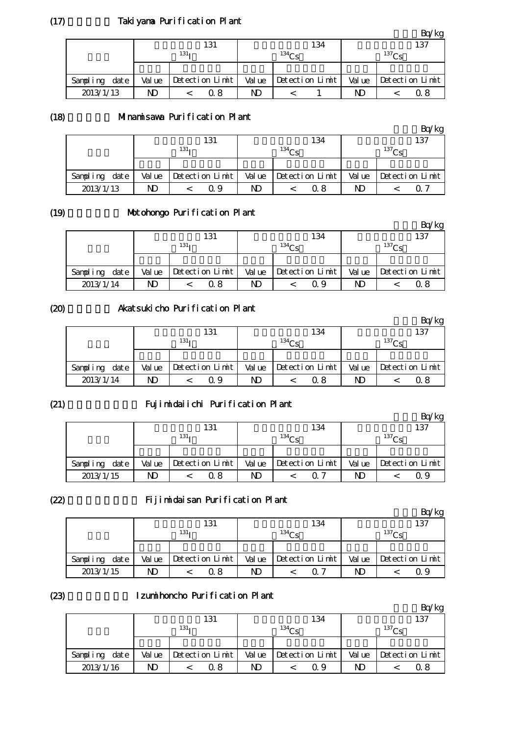## (17) Takiyama Purification Plant

Bq/kg

| | 131 $^{131}I$ | | 134 $^{134}Cs$ | | 137 $^{137}Cs$ | |
|---|---|---|---|---|---|---|
| Sampling date | Value | Detection Limit | Value | Detection Limit | Value | Detection Limit |
| 2013/1/13 | ND | < 0.8 | ND | < 1 | ND | < 0.8 |

## (18) Minamisawa Purification Plant

Bq/kg

| | 131 $^{131}I$ | | 134 $^{134}Cs$ | | 137 $^{137}Cs$ | |
|---|---|---|---|---|---|---|
| Sampling date | Value | Detection Limit | Value | Detection Limit | Value | Detection Limit |
| 2013/1/13 | ND | < 0.9 | ND | < 0.8 | ND | < 0.7 |

## (19) Motohongo Purification Plant

Bq/kg

| | 131 $^{131}I$ | | 134 $^{134}Cs$ | | 137 $^{137}Cs$ | |
|---|---|---|---|---|---|---|
| Sampling date | Value | Detection Limit | Value | Detection Limit | Value | Detection Limit |
| 2013/1/14 | ND | < 0.8 | ND | < 0.9 | ND | < 0.8 |

## (20) Akatsukicho Purification Plant

Bq/kg

| | 131 $^{131}I$ | | 134 $^{134}Cs$ | | 137 $^{137}Cs$ | |
|---|---|---|---|---|---|---|
| Sampling date | Value | Detection Limit | Value | Detection Limit | Value | Detection Limit |
| 2013/1/14 | ND | < 0.9 | ND | < 0.8 | ND | < 0.8 |

## (21) Fujimidaiichi Purification Plant

Bq/kg

| | 131 $^{131}I$ | | 134 $^{134}Cs$ | | 137 $^{137}Cs$ | |
|---|---|---|---|---|---|---|
| Sampling date | Value | Detection Limit | Value | Detection Limit | Value | Detection Limit |
| 2013/1/15 | ND | < 0.8 | ND | < 0.7 | ND | < 0.9 |

## (22) Fijimidaisan Purification Plant

Bq/kg

| | 131 $^{131}I$ | | 134 $^{134}Cs$ | | 137 $^{137}Cs$ | |
|---|---|---|---|---|---|---|
| Sampling date | Value | Detection Limit | Value | Detection Limit | Value | Detection Limit |
| 2013/1/15 | ND | < 0.8 | ND | < 0.7 | ND | < 0.9 |

## (23) Izumihoncho Purification Plant

Bq/kg

| | 131 $^{131}I$ | | 134 $^{134}Cs$ | | 137 $^{137}Cs$ | |
|---|---|---|---|---|---|---|
| Sampling date | Value | Detection Limit | Value | Detection Limit | Value | Detection Limit |
| 2013/1/16 | ND | < 0.8 | ND | < 0.9 | ND | < 0.8 |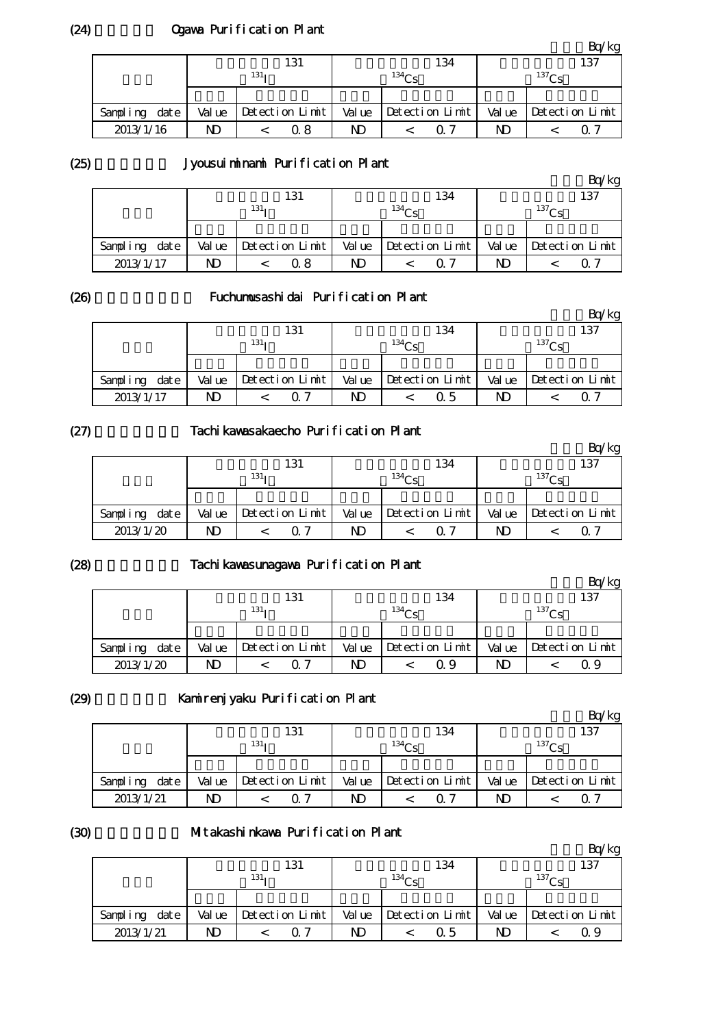## (24) Ogawa Purification Plant

Bq/kg

| | 131 $^{131}I$ | | 134 $^{134}Cs$ | | 137 $^{137}Cs$ | |
|---|---|---|---|---|---|---|
| Sampling date | Value | Detection Limit | Value | Detection Limit | Value | Detection Limit |
| 2013/1/16 | ND | < 0.8 | ND | < 0.7 | ND | < 0.7 |

## (25) Jyousuiminami Purification Plant

Bq/kg

| | 131 $^{131}I$ | | 134 $^{134}Cs$ | | 137 $^{137}Cs$ | |
|---|---|---|---|---|---|---|
| Sampling date | Value | Detection Limit | Value | Detection Limit | Value | Detection Limit |
| 2013/1/17 | ND | < 0.8 | ND | < 0.7 | ND | < 0.7 |

## (26) Fuchumusashidai Purification Plant

Bq/kg

| | 131 $^{131}I$ | | 134 $^{134}Cs$ | | 137 $^{137}Cs$ | |
|---|---|---|---|---|---|---|
| Sampling date | Value | Detection Limit | Value | Detection Limit | Value | Detection Limit |
| 2013/1/17 | ND | < 0.7 | ND | < 0.5 | ND | < 0.7 |

## (27) Tachikawasakaecho Purification Plant

Bq/kg

| | 131 $^{131}I$ | | 134 $^{134}Cs$ | | 137 $^{137}Cs$ | |
|---|---|---|---|---|---|---|
| Sampling date | Value | Detection Limit | Value | Detection Limit | Value | Detection Limit |
| 2013/1/20 | ND | < 0.7 | ND | < 0.7 | ND | < 0.7 |

## (28) Tachikawasunagawa Purification Plant

Bq/kg

| | 131 $^{131}I$ | | 134 $^{134}Cs$ | | 137 $^{137}Cs$ | |
|---|---|---|---|---|---|---|
| Sampling date | Value | Detection Limit | Value | Detection Limit | Value | Detection Limit |
| 2013/1/20 | ND | < 0.7 | ND | < 0.9 | ND | < 0.9 |

## (29) Kamirenjyaku Purification Plant

Bq/kg

| | 131 $^{131}I$ | | 134 $^{134}Cs$ | | 137 $^{137}Cs$ | |
|---|---|---|---|---|---|---|
| Sampling date | Value | Detection Limit | Value | Detection Limit | Value | Detection Limit |
| 2013/1/21 | ND | < 0.7 | ND | < 0.7 | ND | < 0.7 |

## (30) Mitakashinkawa Purification Plant

Bq/kg

| | 131 $^{131}I$ | | 134 $^{134}Cs$ | | 137 $^{137}Cs$ | |
|---|---|---|---|---|---|---|
| Sampling date | Value | Detection Limit | Value | Detection Limit | Value | Detection Limit |
| 2013/1/21 | ND | < 0.7 | ND | < 0.5 | ND | < 0.9 |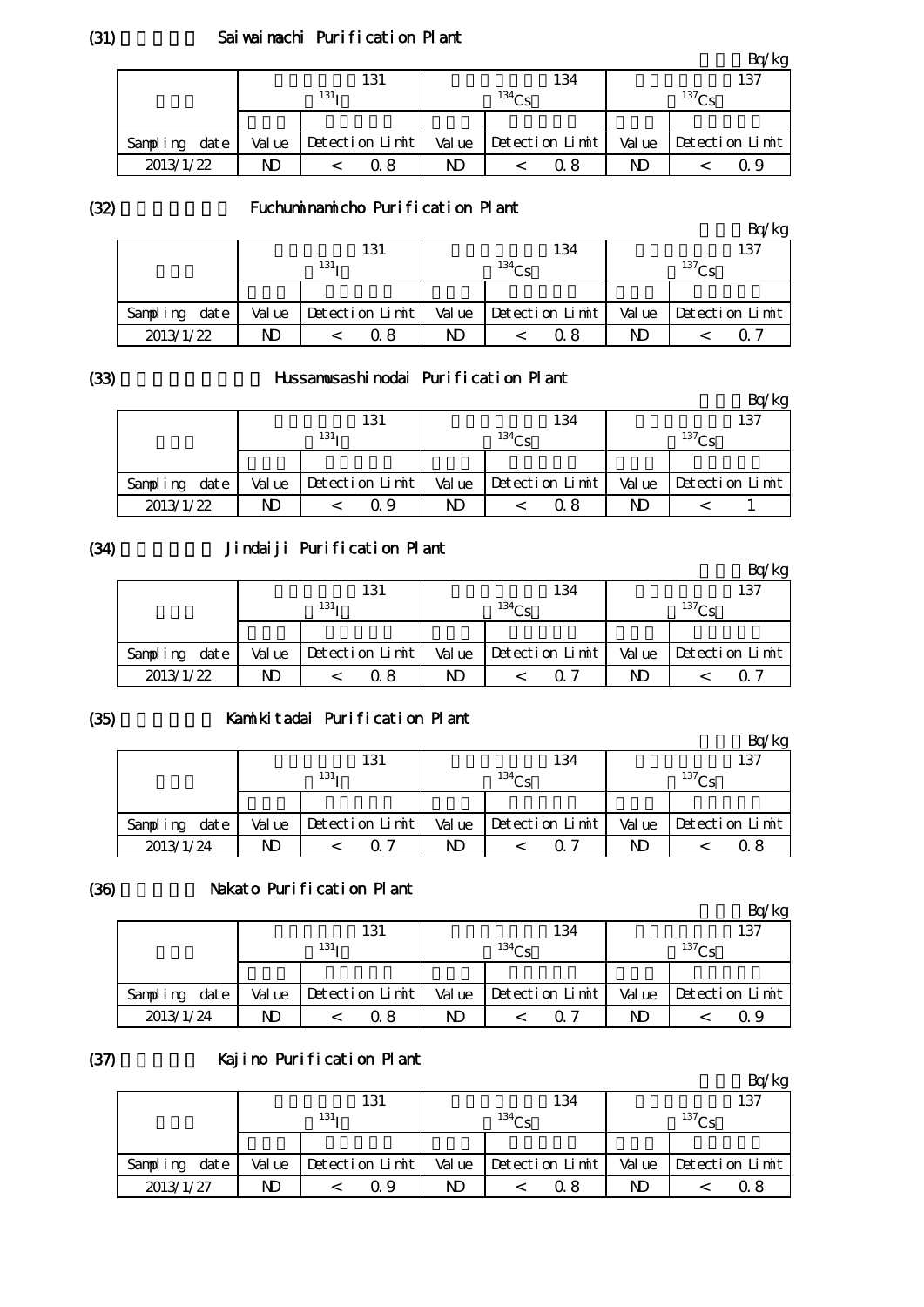(31) Saiwaimachi Purification Plant

Bq/kg

| | 131 $^{131}$I | | 134 $^{134}$Cs | | 137 $^{137}$Cs | |
|---|---|---|---|---|---|---|
| Sampling date | Value | Detection Limit | Value | Detection Limit | Value | Detection Limit |
| 2013/1/22 | ND | < 0.8 | ND | < 0.8 | ND | < 0.9 |

(32) Fuchuminamicho Purification Plant

Bq/kg

| | 131 $^{131}$I | | 134 $^{134}$Cs | | 137 $^{137}$Cs | |
|---|---|---|---|---|---|---|
| Sampling date | Value | Detection Limit | Value | Detection Limit | Value | Detection Limit |
| 2013/1/22 | ND | < 0.8 | ND | < 0.8 | ND | < 0.7 |

(33) Hussamusashinodai Purification Plant

Bq/kg

| | 131 $^{131}$I | | 134 $^{134}$Cs | | 137 $^{137}$Cs | |
|---|---|---|---|---|---|---|
| Sampling date | Value | Detection Limit | Value | Detection Limit | Value | Detection Limit |
| 2013/1/22 | ND | < 0.9 | ND | < 0.8 | ND | < 1 |

(34) Jindaiji Purification Plant

Bq/kg

| | 131 $^{131}$I | | 134 $^{134}$Cs | | 137 $^{137}$Cs | |
|---|---|---|---|---|---|---|
| Sampling date | Value | Detection Limit | Value | Detection Limit | Value | Detection Limit |
| 2013/1/22 | ND | < 0.8 | ND | < 0.7 | ND | < 0.7 |

(35) Kamikitadai Purification Plant

Bq/kg

| | 131 $^{131}$I | | 134 $^{134}$Cs | | 137 $^{137}$Cs | |
|---|---|---|---|---|---|---|
| Sampling date | Value | Detection Limit | Value | Detection Limit | Value | Detection Limit |
| 2013/1/24 | ND | < 0.7 | ND | < 0.7 | ND | < 0.8 |

(36) Nakato Purification Plant

Bq/kg

| | 131 $^{131}$I | | 134 $^{134}$Cs | | 137 $^{137}$Cs | |
|---|---|---|---|---|---|---|
| Sampling date | Value | Detection Limit | Value | Detection Limit | Value | Detection Limit |
| 2013/1/24 | ND | < 0.8 | ND | < 0.7 | ND | < 0.9 |

(37) Kajino Purification Plant

Bq/kg

| | 131 $^{131}$I | | 134 $^{134}$Cs | | 137 $^{137}$Cs | |
|---|---|---|---|---|---|---|
| Sampling date | Value | Detection Limit | Value | Detection Limit | Value | Detection Limit |
| 2013/1/27 | ND | < 0.9 | ND | < 0.8 | ND | < 0.8 |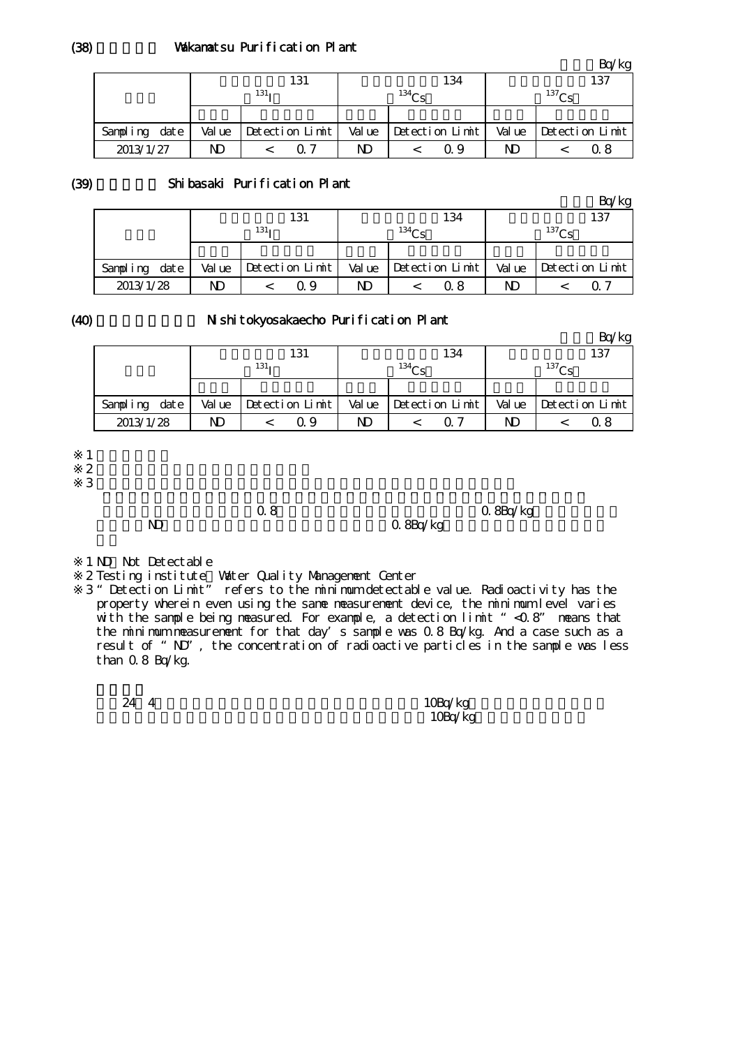## (38) Wakamatsu Purification Plant

Bq/kg

| | 131 $^{131}$I | | 134 $^{134}$Cs | | 137 $^{137}$Cs | |
|---|---|---|---|---|---|---|
| Sampling date | Value | Detection Limit | Value | Detection Limit | Value | Detection Limit |
| 2013/1/27 | ND | < 0.7 | ND | < 0.9 | ND | < 0.8 |

## (39) Shibasaki Purification Plant

Bq/kg

| | 131 $^{131}$I | | 134 $^{134}$Cs | | 137 $^{137}$Cs | |
|---|---|---|---|---|---|---|
| Sampling date | Value | Detection Limit | Value | Detection Limit | Value | Detection Limit |
| 2013/1/28 | ND | < 0.9 | ND | < 0.8 | ND | < 0.7 |

## (40) Nishitokyosakaecho Purification Plant

Bq/kg

| | 131 $^{131}$I | | 134 $^{134}$Cs | | 137 $^{137}$Cs | |
|---|---|---|---|---|---|---|
| Sampling date | Value | Detection Limit | Value | Detection Limit | Value | Detection Limit |
| 2013/1/28 | ND | < 0.9 | ND | < 0.7 | ND | < 0.8 |

※1
※2
※3
0.8 0.8Bq/kg
ND 0.8Bq/kg

※1 ND Not Detectable
※2 Testing institute Water Quality Management Center
※3 "Detection Limit" refers to the minimum detectable value. Radioactivity has the property wherein even using the same measurement device, the minimum level varies with the sample being measured. For example, a detection limit "<0.8" means that the minimum measurement for that day's sample was 0.8 Bq/kg. And a case such as a result of "ND", the concentration of radioactive particles in the sample was less than 0.8 Bq/kg.

24 4 10Bq/kg
10Bq/kg